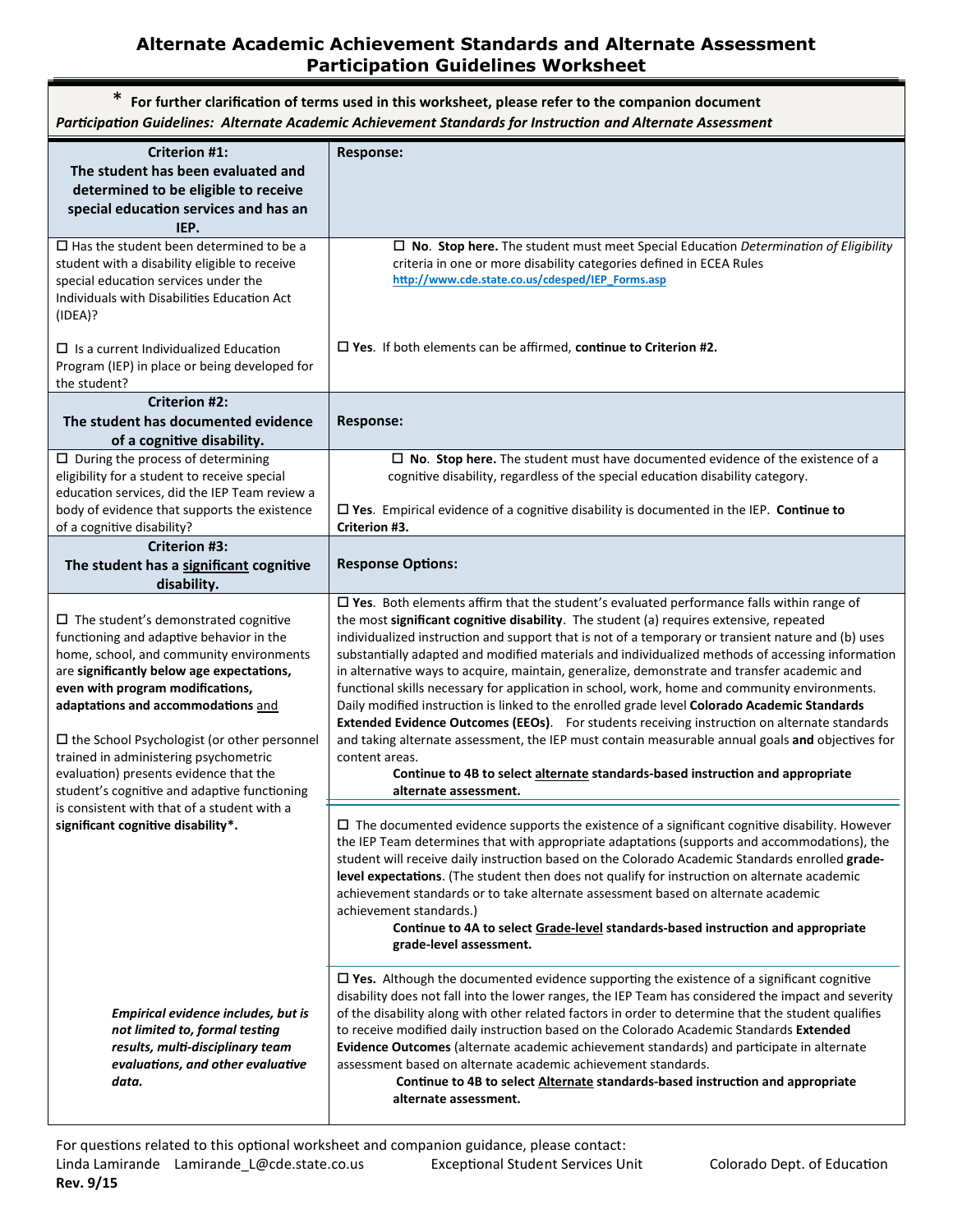# Alternate Academic Achievement Standards and Alternate Assessment Participation Guidelines Worksheet

\* **For further clarification of terms used in this worksheet, please refer to the companion document** ***Participation Guidelines: Alternate Academic Achievement Standards for Instruction and Alternate Assessment***

| **Criterion #1: The student has been evaluated and determined to be eligible to receive special education services and has an IEP.** | **Response:** |
|---|---|
| ☐ Has the student been determined to be a student with a disability eligible to receive special education services under the Individuals with Disabilities Education Act (IDEA)?<br><br>☐ Is a current Individualized Education Program (IEP) in place or being developed for the student? | ☐ **No**. **Stop here.** The student must meet Special Education *Determination of Eligibility* criteria in one or more disability categories defined in ECEA Rules http://www.cde.state.co.us/cdesped/IEP_Forms.asp<br><br>☐ **Yes**. If both elements can be affirmed, **continue to Criterion #2.** |
| **Criterion #2: The student has documented evidence of a cognitive disability.** | **Response:** |
| ☐ During the process of determining eligibility for a student to receive special education services, did the IEP Team review a body of evidence that supports the existence of a cognitive disability? | ☐ **No**. **Stop here.** The student must have documented evidence of the existence of a cognitive disability, regardless of the special education disability category.<br><br>☐ **Yes**. Empirical evidence of a cognitive disability is documented in the IEP. **Continue to Criterion #3.** |
| **Criterion #3: The student has a <u>significant</u> cognitive disability.** | **Response Options:** |
| ☐ The student's demonstrated cognitive functioning and adaptive behavior in the home, school, and community environments are **significantly below age expectations, even with program modifications, adaptations and accommodations** <u>and</u><br><br>☐ the School Psychologist (or other personnel trained in administering psychometric evaluation) presents evidence that the student's cognitive and adaptive functioning is consistent with that of a student with a **significant cognitive disability\*.**<br><br>***Empirical evidence includes, but is not limited to, formal testing results, multi-disciplinary team evaluations, and other evaluative data.*** | ☐ **Yes**. Both elements affirm that the student's evaluated performance falls within range of the most **significant cognitive disability**. The student (a) requires extensive, repeated individualized instruction and support that is not of a temporary or transient nature and (b) uses substantially adapted and modified materials and individualized methods of accessing information in alternative ways to acquire, maintain, generalize, demonstrate and transfer academic and functional skills necessary for application in school, work, home and community environments. Daily modified instruction is linked to the enrolled grade level **Colorado Academic Standards Extended Evidence Outcomes (EEOs)**. For students receiving instruction on alternate standards and taking alternate assessment, the IEP must contain measurable annual goals **and** objectives for content areas.<br>**Continue to 4B to select <u>alternate</u> standards-based instruction and appropriate alternate assessment.**<br><br>☐ The documented evidence supports the existence of a significant cognitive disability. However the IEP Team determines that with appropriate adaptations (supports and accommodations), the student will receive daily instruction based on the Colorado Academic Standards enrolled **grade-level expectations**. (The student then does not qualify for instruction on alternate academic achievement standards or to take alternate assessment based on alternate academic achievement standards.)<br>**Continue to 4A to select <u>Grade-level</u> standards-based instruction and appropriate grade-level assessment.**<br><br>☐ **Yes.** Although the documented evidence supporting the existence of a significant cognitive disability does not fall into the lower ranges, the IEP Team has considered the impact and severity of the disability along with other related factors in order to determine that the student qualifies to receive modified daily instruction based on the Colorado Academic Standards **Extended Evidence Outcomes** (alternate academic achievement standards) and participate in alternate assessment based on alternate academic achievement standards.<br>**Continue to 4B to select <u>Alternate</u> standards-based instruction and appropriate alternate assessment.** |

For questions related to this optional worksheet and companion guidance, please contact:
Linda Lamirande Lamirande_L@cde.state.co.us Exceptional Student Services Unit Colorado Dept. of Education
**Rev. 9/15**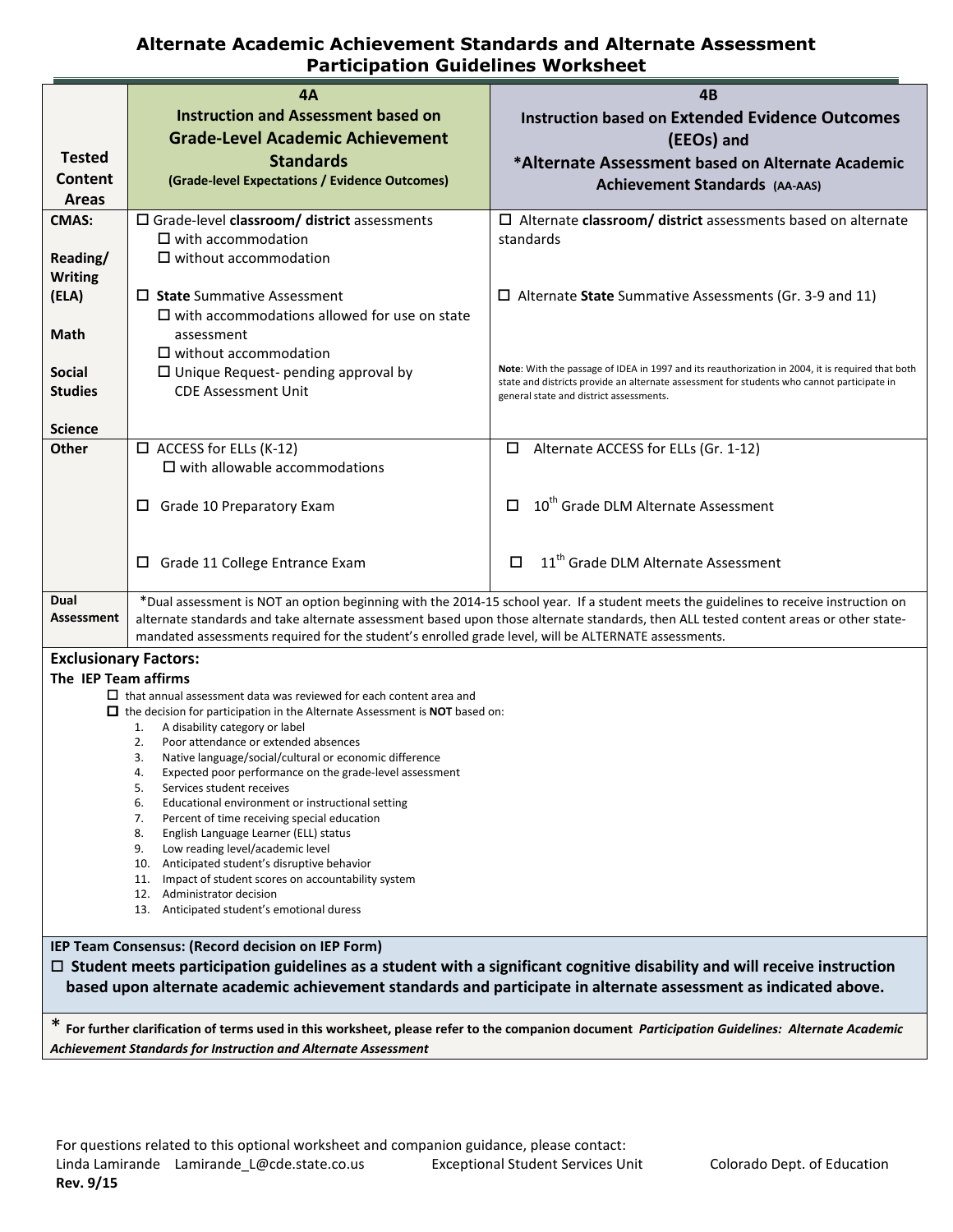# Alternate Academic Achievement Standards and Alternate Assessment Participation Guidelines Worksheet

| Tested Content Areas | 4A<br>Instruction and Assessment based on **Grade-Level Academic Achievement Standards**<br>(Grade-level Expectations / Evidence Outcomes) | 4B<br>Instruction based on **Extended Evidence Outcomes (EEOs)** and<br>***Alternate Assessment** based on Alternate Academic Achievement Standards (AA-AAS) |
|---|---|---|
| **CMAS:**<br><br>**Reading/ Writing (ELA)**<br><br>**Math**<br><br>**Social Studies**<br><br>**Science** | ☐ Grade-level **classroom/ district** assessments<br>☐ with accommodation<br>☐ without accommodation<br><br>☐ **State** Summative Assessment<br>☐ with accommodations allowed for use on state assessment<br>☐ without accommodation<br>☐ Unique Request- pending approval by CDE Assessment Unit | ☐ Alternate **classroom/ district** assessments based on alternate standards<br><br>☐ Alternate **State** Summative Assessments (Gr. 3-9 and 11)<br><br>**Note**: With the passage of IDEA in 1997 and its reauthorization in 2004, it is required that both state and districts provide an alternate assessment for students who cannot participate in general state and district assessments. |
| **Other** | ☐ ACCESS for ELLs (K-12)<br>☐ with allowable accommodations<br><br>☐ Grade 10 Preparatory Exam<br><br>☐ Grade 11 College Entrance Exam | ☐ Alternate ACCESS for ELLs (Gr. 1-12)<br><br>☐ 10th Grade DLM Alternate Assessment<br><br>☐ 11th Grade DLM Alternate Assessment |
| **Dual Assessment** | *Dual assessment is NOT an option beginning with the 2014-15 school year. If a student meets the guidelines to receive instruction on alternate standards and take alternate assessment based upon those alternate standards, then ALL tested content areas or other state-mandated assessments required for the student's enrolled grade level, will be ALTERNATE assessments. | |

## Exclusionary Factors:

**The IEP Team affirms**

- ☐ that annual assessment data was reviewed for each content area and
- ☐ the decision for participation in the Alternate Assessment is **NOT** based on:
  1. A disability category or label
  2. Poor attendance or extended absences
  3. Native language/social/cultural or economic difference
  4. Expected poor performance on the grade-level assessment
  5. Services student receives
  6. Educational environment or instructional setting
  7. Percent of time receiving special education
  8. English Language Learner (ELL) status
  9. Low reading level/academic level
  10. Anticipated student's disruptive behavior
  11. Impact of student scores on accountability system
  12. Administrator decision
  13. Anticipated student's emotional duress

**IEP Team Consensus: (Record decision on IEP Form)**

☐ **Student meets participation guidelines as a student with a significant cognitive disability and will receive instruction based upon alternate academic achievement standards and participate in alternate assessment as indicated above.**

\* **For further clarification of terms used in this worksheet, please refer to the companion document *Participation Guidelines: Alternate Academic Achievement Standards for Instruction and Alternate Assessment***

For questions related to this optional worksheet and companion guidance, please contact:
Linda Lamirande Lamirande_L@cde.state.co.us Exceptional Student Services Unit Colorado Dept. of Education
**Rev. 9/15**